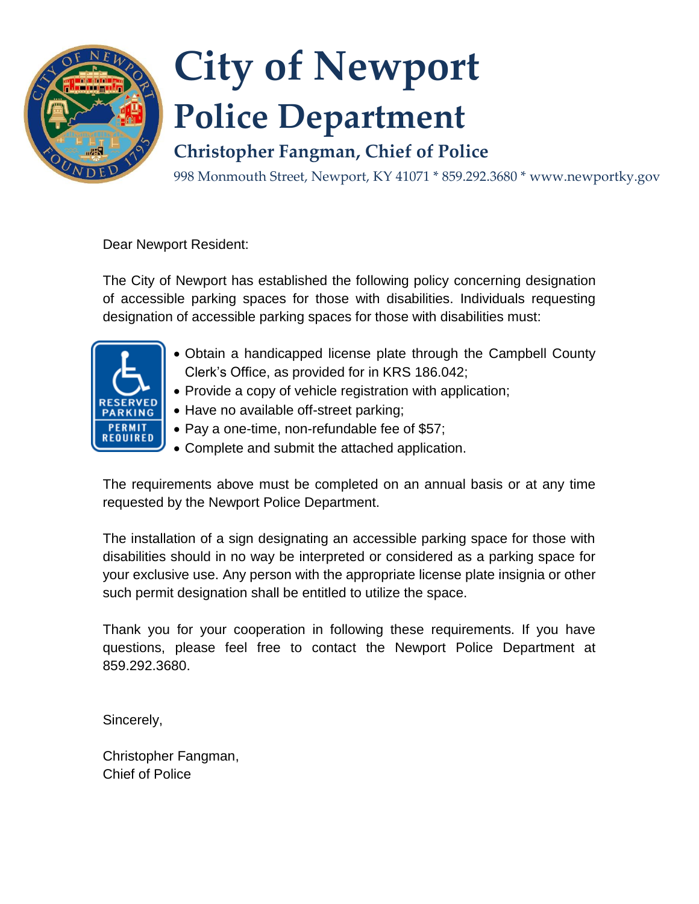# City of Newport

## Police Department

### Christopher Fangman, Chief of Police

998 Monmouth Street, Newport, KY 41071 * 859.292.3680 * www.newportky.gov

Dear Newport Resident:

The City of Newport has established the following policy concerning designation of accessible parking spaces for those with disabilities. Individuals requesting designation of accessible parking spaces for those with disabilities must:

- Obtain a handicapped license plate through the Campbell County Clerk's Office, as provided for in KRS 186.042;
- Provide a copy of vehicle registration with application;
- Have no available off-street parking;
- Pay a one-time, non-refundable fee of $57;
- Complete and submit the attached application.

The requirements above must be completed on an annual basis or at any time requested by the Newport Police Department.

The installation of a sign designating an accessible parking space for those with disabilities should in no way be interpreted or considered as a parking space for your exclusive use. Any person with the appropriate license plate insignia or other such permit designation shall be entitled to utilize the space.

Thank you for your cooperation in following these requirements. If you have questions, please feel free to contact the Newport Police Department at 859.292.3680.

Sincerely,

Christopher Fangman,
Chief of Police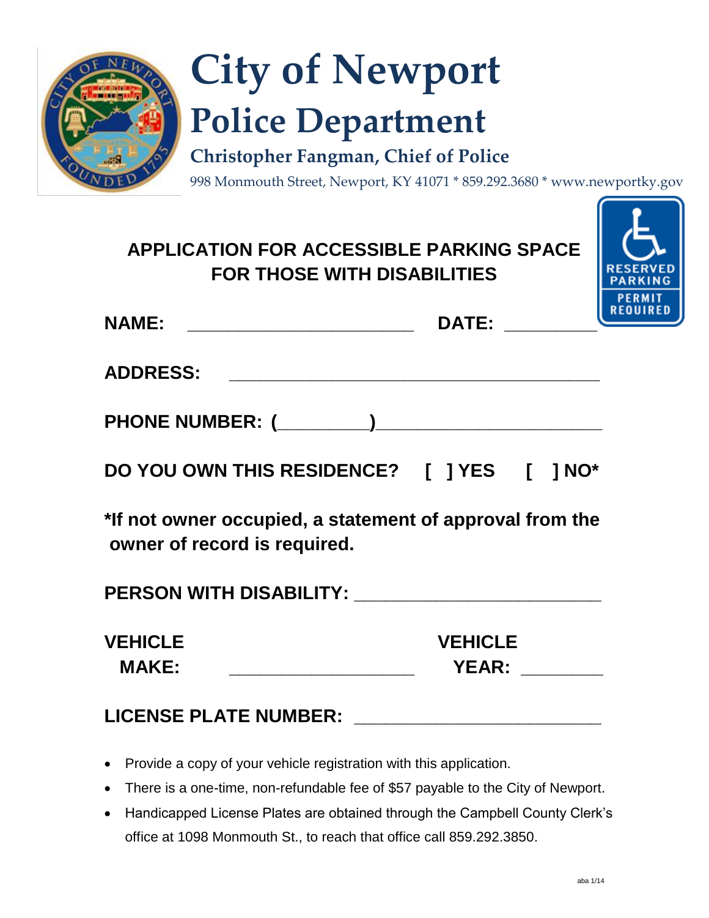# City of Newport

## Police Department

### Christopher Fangman, Chief of Police

998 Monmouth Street, Newport, KY 41071 * 859.292.3680 * www.newportky.gov

RESERVED PARKING PERMIT REQUIRED

## APPLICATION FOR ACCESSIBLE PARKING SPACE FOR THOSE WITH DISABILITIES

**NAME:** ______________________ **DATE:** _________

**ADDRESS:** ____________________________________

**PHONE NUMBER: (_________)______________________**

**DO YOU OWN THIS RESIDENCE? [ ] YES [ ] NO***

***If not owner occupied, a statement of approval from the owner of record is required.**

**PERSON WITH DISABILITY:** ________________________

**VEHICLE MAKE:** __________________ **VEHICLE YEAR:** ________

**LICENSE PLATE NUMBER:** ________________________

- Provide a copy of your vehicle registration with this application.
- There is a one-time, non-refundable fee of $57 payable to the City of Newport.
- Handicapped License Plates are obtained through the Campbell County Clerk's office at 1098 Monmouth St., to reach that office call 859.292.3850.

aba 1/14